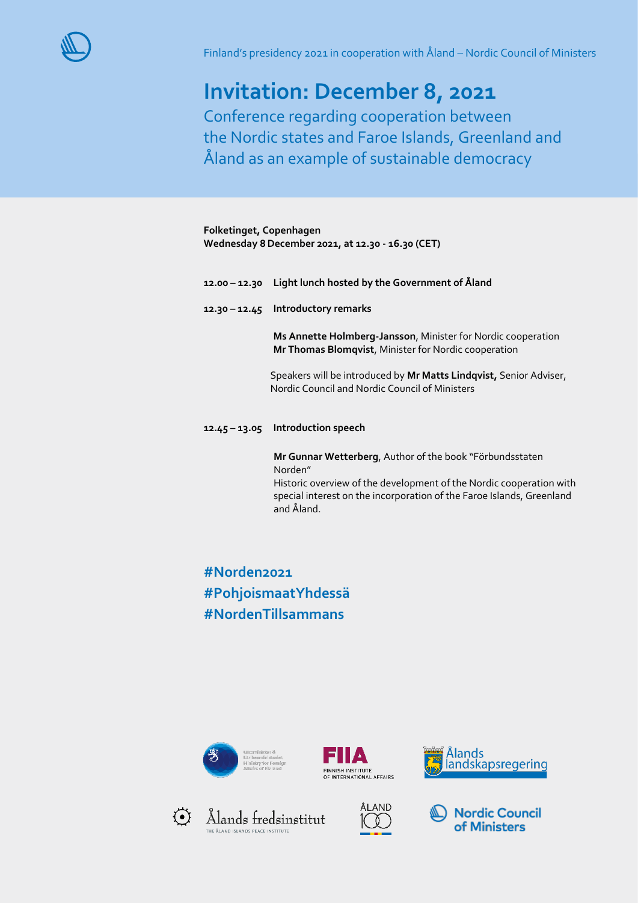Finland's presidency 2021 in cooperation with Åland – Nordic Council of Ministers

# Invitation: December 8, 2021

Conference regarding cooperation between the Nordic states and Faroe Islands, Greenland and Åland as an example of sustainable democracy

**Folketinget, Copenhagen**
**Wednesday 8 December 2021, at 12.30 - 16.30 (CET)**

**12.00 – 12.30 Light lunch hosted by the Government of Åland**

**12.30 – 12.45 Introductory remarks**

**Ms Annette Holmberg-Jansson**, Minister for Nordic cooperation
**Mr Thomas Blomqvist**, Minister for Nordic cooperation

Speakers will be introduced by **Mr Matts Lindqvist,** Senior Adviser, Nordic Council and Nordic Council of Ministers

**12.45 – 13.05 Introduction speech**

**Mr Gunnar Wetterberg**, Author of the book "Förbundsstaten Norden"
Historic overview of the development of the Nordic cooperation with special interest on the incorporation of the Faroe Islands, Greenland and Åland.

**#Norden2021**
**#PohjoismaatYhdessä**
**#NordenTillsammans**

Ulkoministeriö
Utrikesministeriet
Ministry for Foreign Affairs of Finland

FIIA
FINNISH INSTITUTE OF INTERNATIONAL AFFAIRS

Ålands landskapsregering

Ålands fredsinstitut
THE ÅLAND ISLANDS PEACE INSTITUTE

ÅLAND 100

Nordic Council of Ministers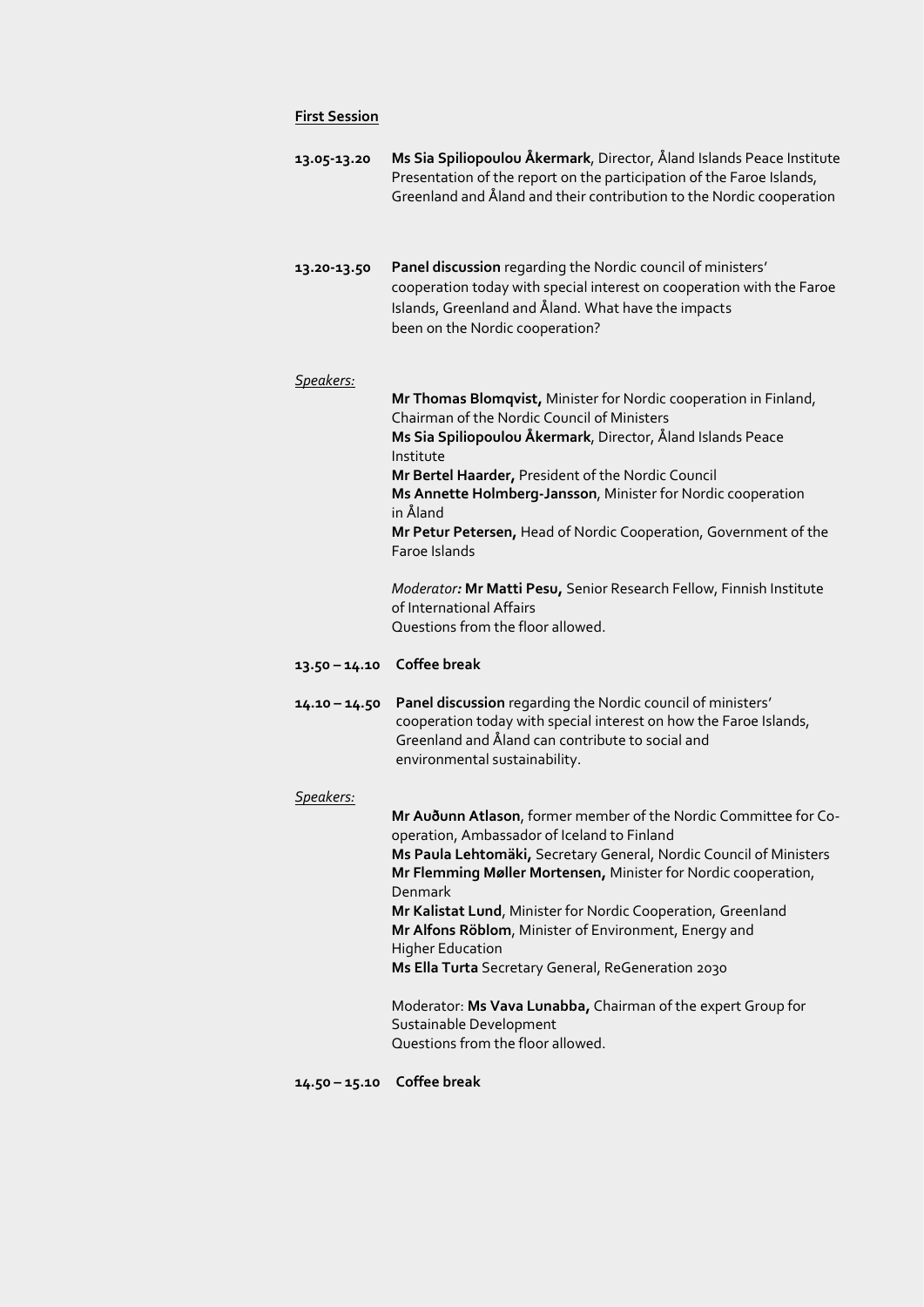**<u>First Session</u>**

**13.05-13.20** **Ms Sia Spiliopoulou Åkermark**, Director, Åland Islands Peace Institute
Presentation of the report on the participation of the Faroe Islands, Greenland and Åland and their contribution to the Nordic cooperation

**13.20-13.50** **Panel discussion** regarding the Nordic council of ministers' cooperation today with special interest on cooperation with the Faroe Islands, Greenland and Åland. What have the impacts been on the Nordic cooperation?

*<u>Speakers:</u>*

**Mr Thomas Blomqvist,** Minister for Nordic cooperation in Finland, Chairman of the Nordic Council of Ministers
**Ms Sia Spiliopoulou Åkermark**, Director, Åland Islands Peace Institute
**Mr Bertel Haarder,** President of the Nordic Council
**Ms Annette Holmberg-Jansson**, Minister for Nordic cooperation in Åland
**Mr Petur Petersen,** Head of Nordic Cooperation, Government of the Faroe Islands

*Moderator:* **Mr Matti Pesu,** Senior Research Fellow, Finnish Institute of International Affairs
Questions from the floor allowed.

**13.50 – 14.10** **Coffee break**

**14.10 – 14.50** **Panel discussion** regarding the Nordic council of ministers' cooperation today with special interest on how the Faroe Islands, Greenland and Åland can contribute to social and environmental sustainability.

*<u>Speakers:</u>*

**Mr Auðunn Atlason**, former member of the Nordic Committee for Co-operation, Ambassador of Iceland to Finland
**Ms Paula Lehtomäki,** Secretary General, Nordic Council of Ministers
**Mr Flemming Møller Mortensen,** Minister for Nordic cooperation, Denmark
**Mr Kalistat Lund**, Minister for Nordic Cooperation, Greenland
**Mr Alfons Röblom**, Minister of Environment, Energy and Higher Education
**Ms Ella Turta** Secretary General, ReGeneration 2030

Moderator: **Ms Vava Lunabba,** Chairman of the expert Group for Sustainable Development
Questions from the floor allowed.

**14.50 – 15.10** **Coffee break**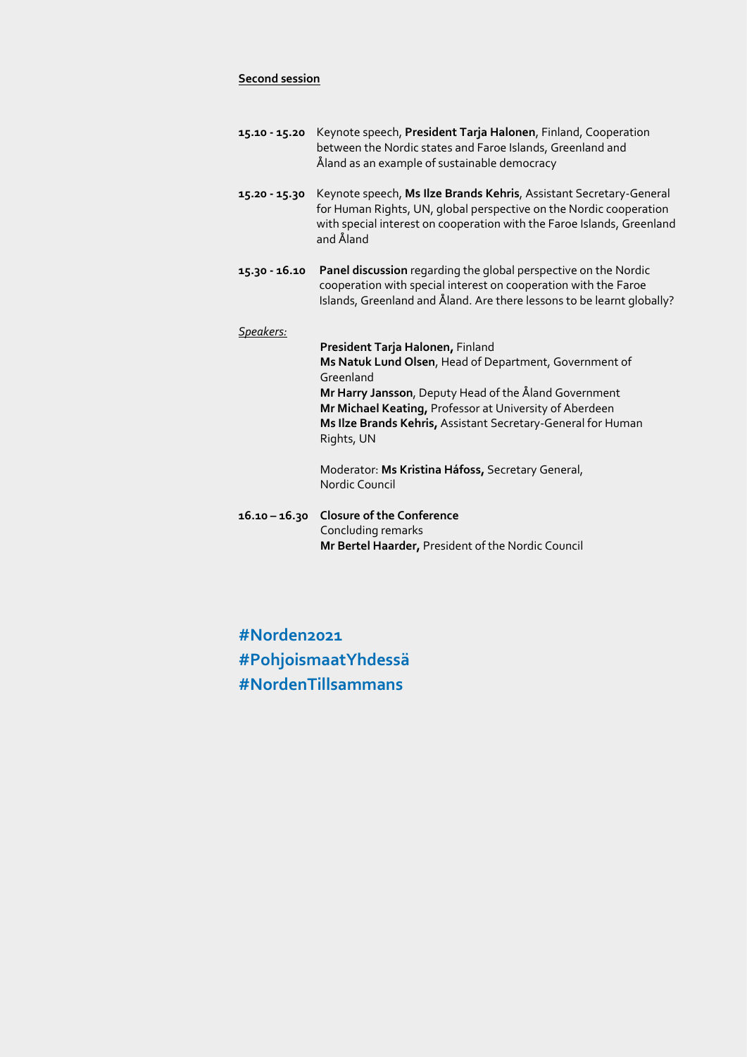**Second session**

**15.10 - 15.20** Keynote speech, **President Tarja Halonen**, Finland, Cooperation between the Nordic states and Faroe Islands, Greenland and Åland as an example of sustainable democracy

**15.20 - 15.30** Keynote speech, **Ms Ilze Brands Kehris**, Assistant Secretary-General for Human Rights, UN, global perspective on the Nordic cooperation with special interest on cooperation with the Faroe Islands, Greenland and Åland

**15.30 - 16.10** **Panel discussion** regarding the global perspective on the Nordic cooperation with special interest on cooperation with the Faroe Islands, Greenland and Åland. Are there lessons to be learnt globally?

*Speakers:*

**President Tarja Halonen,** Finland
**Ms Natuk Lund Olsen**, Head of Department, Government of Greenland
**Mr Harry Jansson**, Deputy Head of the Åland Government
**Mr Michael Keating,** Professor at University of Aberdeen
**Ms Ilze Brands Kehris,** Assistant Secretary-General for Human Rights, UN

Moderator: **Ms Kristina Háfoss,** Secretary General, Nordic Council

**16.10 – 16.30** **Closure of the Conference**
Concluding remarks
**Mr Bertel Haarder,** President of the Nordic Council

**#Norden2021**
**#PohjoismaatYhdessä**
**#NordenTillsammans**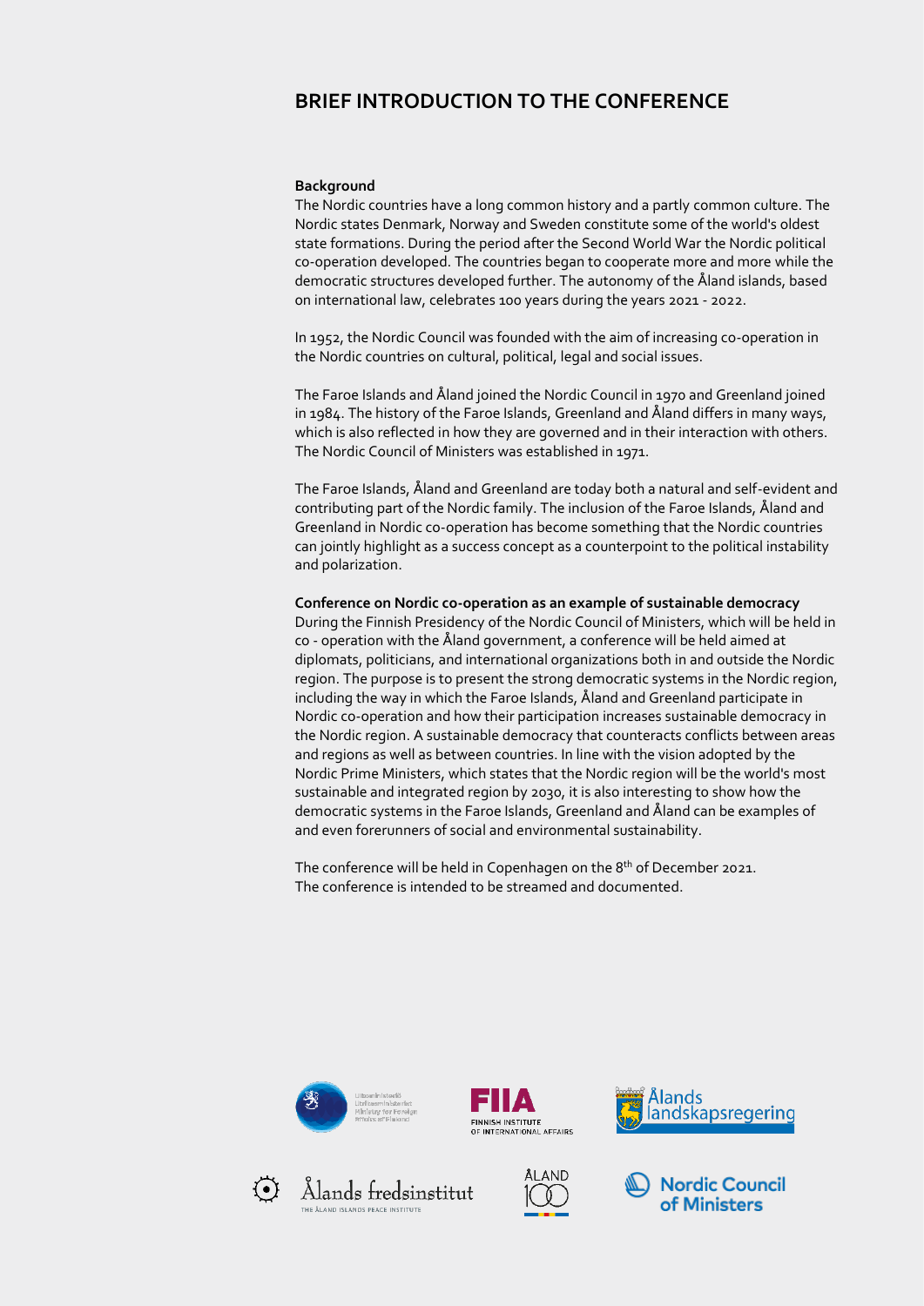## BRIEF INTRODUCTION TO THE CONFERENCE

**Background**

The Nordic countries have a long common history and a partly common culture. The Nordic states Denmark, Norway and Sweden constitute some of the world's oldest state formations. During the period after the Second World War the Nordic political co-operation developed. The countries began to cooperate more and more while the democratic structures developed further. The autonomy of the Åland islands, based on international law, celebrates 100 years during the years 2021 - 2022.

In 1952, the Nordic Council was founded with the aim of increasing co-operation in the Nordic countries on cultural, political, legal and social issues.

The Faroe Islands and Åland joined the Nordic Council in 1970 and Greenland joined in 1984. The history of the Faroe Islands, Greenland and Åland differs in many ways, which is also reflected in how they are governed and in their interaction with others. The Nordic Council of Ministers was established in 1971.

The Faroe Islands, Åland and Greenland are today both a natural and self-evident and contributing part of the Nordic family. The inclusion of the Faroe Islands, Åland and Greenland in Nordic co-operation has become something that the Nordic countries can jointly highlight as a success concept as a counterpoint to the political instability and polarization.

**Conference on Nordic co-operation as an example of sustainable democracy**

During the Finnish Presidency of the Nordic Council of Ministers, which will be held in co - operation with the Åland government, a conference will be held aimed at diplomats, politicians, and international organizations both in and outside the Nordic region. The purpose is to present the strong democratic systems in the Nordic region, including the way in which the Faroe Islands, Åland and Greenland participate in Nordic co-operation and how their participation increases sustainable democracy in the Nordic region. A sustainable democracy that counteracts conflicts between areas and regions as well as between countries. In line with the vision adopted by the Nordic Prime Ministers, which states that the Nordic region will be the world's most sustainable and integrated region by 2030, it is also interesting to show how the democratic systems in the Faroe Islands, Greenland and Åland can be examples of and even forerunners of social and environmental sustainability.

The conference will be held in Copenhagen on the 8th of December 2021.
The conference is intended to be streamed and documented.

Ulkoministeriö
Utrikesministeriet
Ministry for Foreign Affairs of Finland

FIIA
FINNISH INSTITUTE OF INTERNATIONAL AFFAIRS

Ålands landskapsregering

Ålands fredsinstitut
THE ÅLAND ISLANDS PEACE INSTITUTE

ÅLAND 100

Nordic Council of Ministers